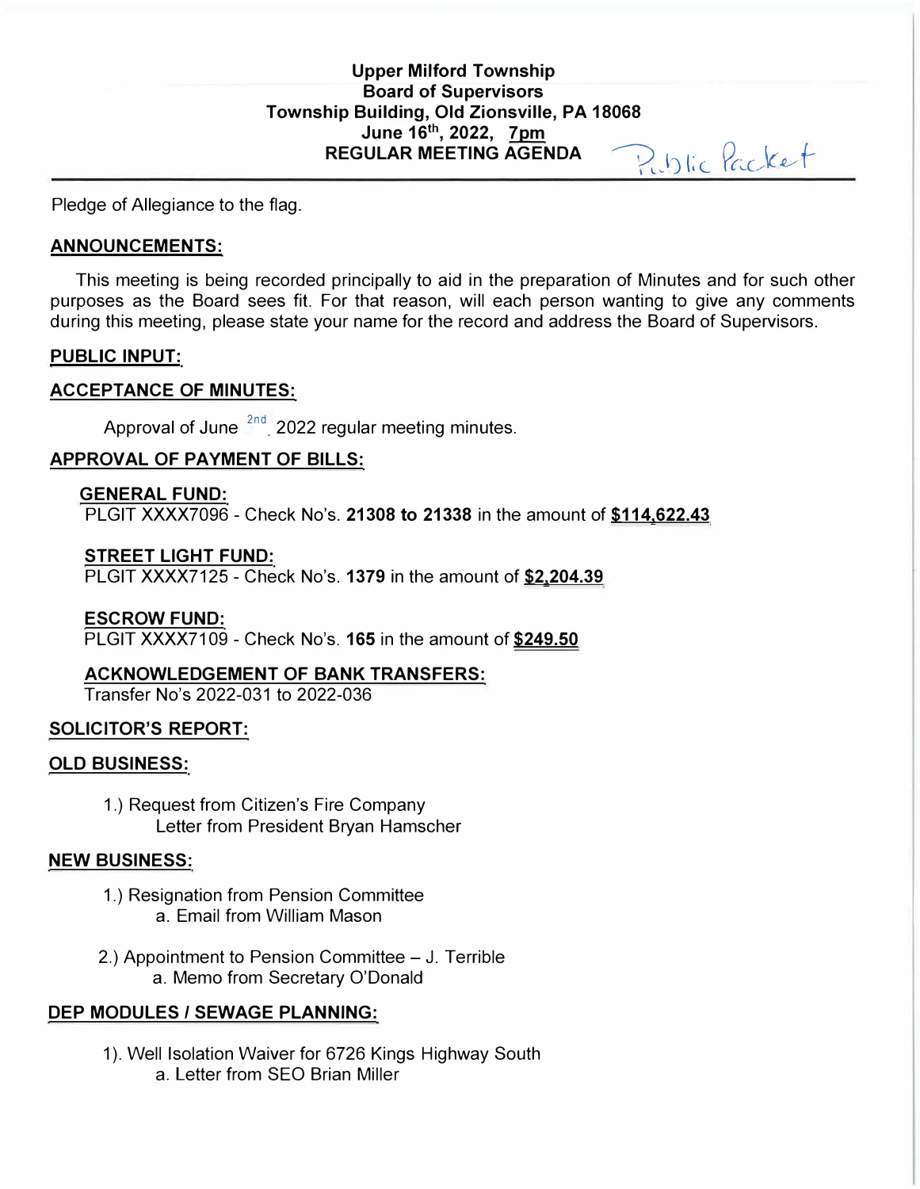**Upper Milford Township**
**Board of Supervisors**
**Township Building, Old Zionsville, PA 18068**
**June 16th, 2022, 7pm**
**REGULAR MEETING AGENDA**

Public Packet

Pledge of Allegiance to the flag.

## ANNOUNCEMENTS:

This meeting is being recorded principally to aid in the preparation of Minutes and for such other purposes as the Board sees fit. For that reason, will each person wanting to give any comments during this meeting, please state your name for the record and address the Board of Supervisors.

## PUBLIC INPUT:

## ACCEPTANCE OF MINUTES:

Approval of June 2nd, 2022 regular meeting minutes.

## APPROVAL OF PAYMENT OF BILLS:

### GENERAL FUND:

PLGIT XXXX7096 - Check No's. **21308 to 21338** in the amount of **$114,622.43**

### STREET LIGHT FUND:

PLGIT XXXX7125 - Check No's. **1379** in the amount of **$2,204.39**

### ESCROW FUND:

PLGIT XXXX7109 - Check No's. **165** in the amount of **$249.50**

### ACKNOWLEDGEMENT OF BANK TRANSFERS:

Transfer No's 2022-031 to 2022-036

## SOLICITOR'S REPORT:

## OLD BUSINESS:

1.) Request from Citizen's Fire Company
   Letter from President Bryan Hamscher

## NEW BUSINESS:

1.) Resignation from Pension Committee
   a. Email from William Mason

2.) Appointment to Pension Committee – J. Terrible
   a. Memo from Secretary O'Donald

## DEP MODULES / SEWAGE PLANNING:

1). Well Isolation Waiver for 6726 Kings Highway South
   a. Letter from SEO Brian Miller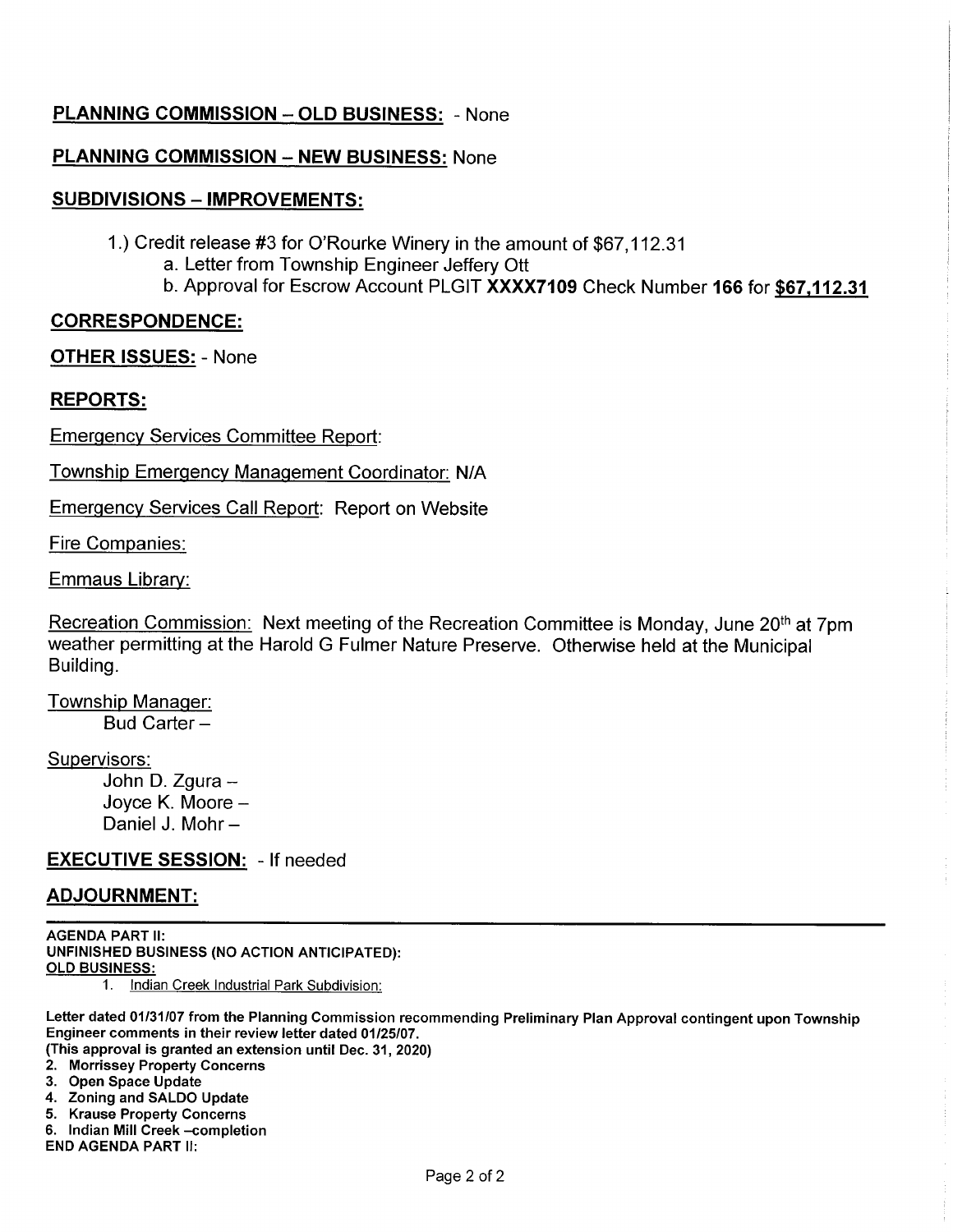**PLANNING COMMISSION – OLD BUSINESS:** - None

**PLANNING COMMISSION – NEW BUSINESS:** None

**SUBDIVISIONS – IMPROVEMENTS:**

1.) Credit release #3 for O'Rourke Winery in the amount of $67,112.31
   a. Letter from Township Engineer Jeffery Ott
   b. Approval for Escrow Account PLGIT **XXXX7109** Check Number **166** for **$67,112.31**

**CORRESPONDENCE:**

**OTHER ISSUES:** - None

**REPORTS:**

Emergency Services Committee Report:

Township Emergency Management Coordinator: N/A

Emergency Services Call Report: Report on Website

Fire Companies:

Emmaus Library:

Recreation Commission: Next meeting of the Recreation Committee is Monday, June 20th at 7pm weather permitting at the Harold G Fulmer Nature Preserve. Otherwise held at the Municipal Building.

Township Manager:
   Bud Carter –

Supervisors:
   John D. Zgura –
   Joyce K. Moore –
   Daniel J. Mohr –

**EXECUTIVE SESSION:** - If needed

**ADJOURNMENT:**

---

**AGENDA PART II:**
**UNFINISHED BUSINESS (NO ACTION ANTICIPATED):**
**OLD BUSINESS:**

1. Indian Creek Industrial Park Subdivision:

**Letter dated 01/31/07 from the Planning Commission recommending Preliminary Plan Approval contingent upon Township Engineer comments in their review letter dated 01/25/07.**
**(This approval is granted an extension until Dec. 31, 2020)**

2. **Morrissey Property Concerns**
3. **Open Space Update**
4. **Zoning and SALDO Update**
5. **Krause Property Concerns**
6. **Indian Mill Creek –completion**

**END AGENDA PART II:**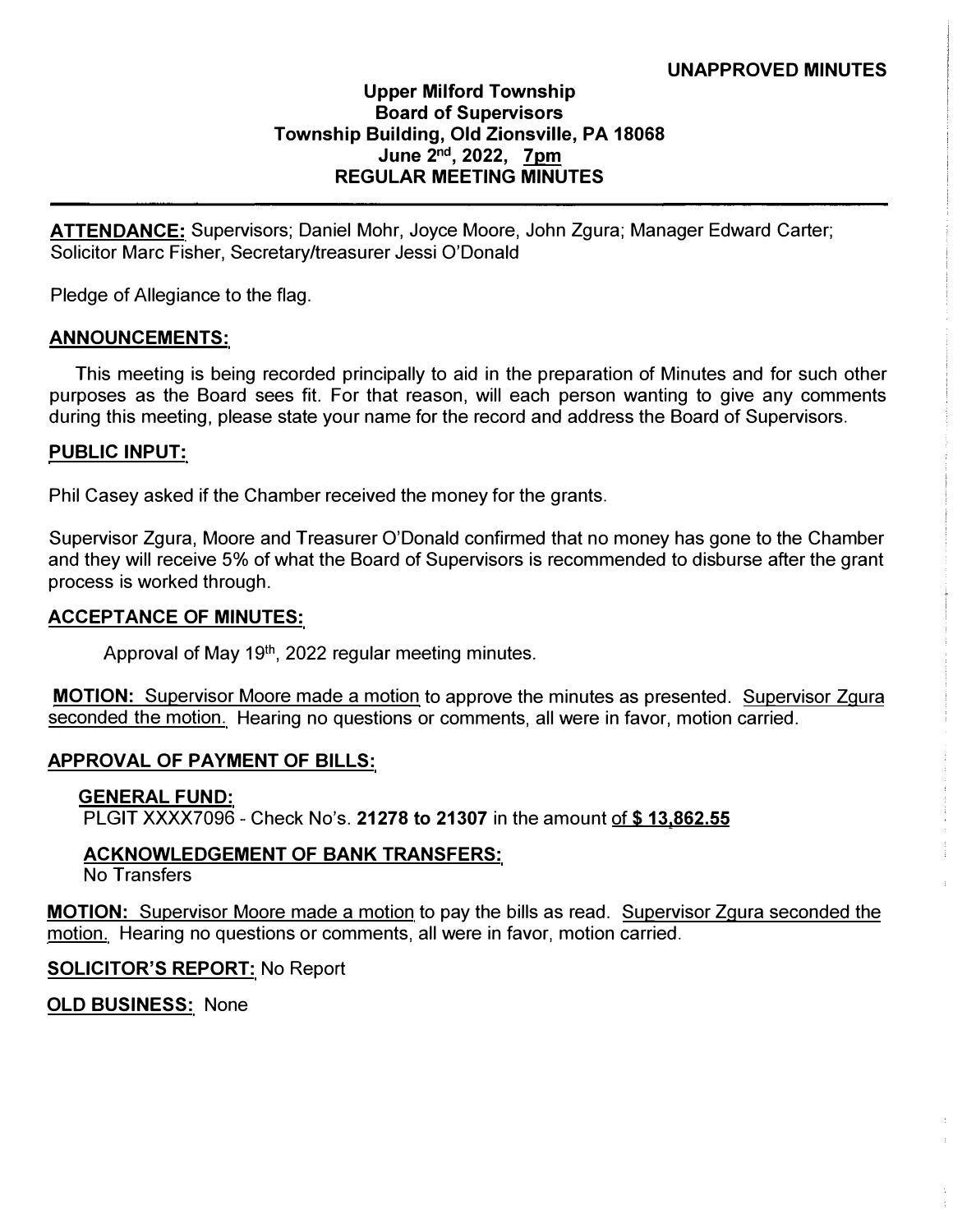**UNAPPROVED MINUTES**

**Upper Milford Township**
**Board of Supervisors**
**Township Building, Old Zionsville, PA 18068**
**June 2nd, 2022, 7pm**
**REGULAR MEETING MINUTES**

---

**ATTENDANCE:** Supervisors; Daniel Mohr, Joyce Moore, John Zgura; Manager Edward Carter; Solicitor Marc Fisher, Secretary/treasurer Jessi O'Donald

Pledge of Allegiance to the flag.

**ANNOUNCEMENTS:**

This meeting is being recorded principally to aid in the preparation of Minutes and for such other purposes as the Board sees fit. For that reason, will each person wanting to give any comments during this meeting, please state your name for the record and address the Board of Supervisors.

**PUBLIC INPUT:**

Phil Casey asked if the Chamber received the money for the grants.

Supervisor Zgura, Moore and Treasurer O'Donald confirmed that no money has gone to the Chamber and they will receive 5% of what the Board of Supervisors is recommended to disburse after the grant process is worked through.

**ACCEPTANCE OF MINUTES:**

Approval of May 19th, 2022 regular meeting minutes.

**MOTION:** Supervisor Moore made a motion to approve the minutes as presented. Supervisor Zgura seconded the motion. Hearing no questions or comments, all were in favor, motion carried.

**APPROVAL OF PAYMENT OF BILLS:**

**GENERAL FUND:**
PLGIT XXXX7096 - Check No's. **21278 to 21307** in the amount of **$ 13,862.55**

**ACKNOWLEDGEMENT OF BANK TRANSFERS:**
No Transfers

**MOTION:** Supervisor Moore made a motion to pay the bills as read. Supervisor Zgura seconded the motion. Hearing no questions or comments, all were in favor, motion carried.

**SOLICITOR'S REPORT:** No Report

**OLD BUSINESS:** None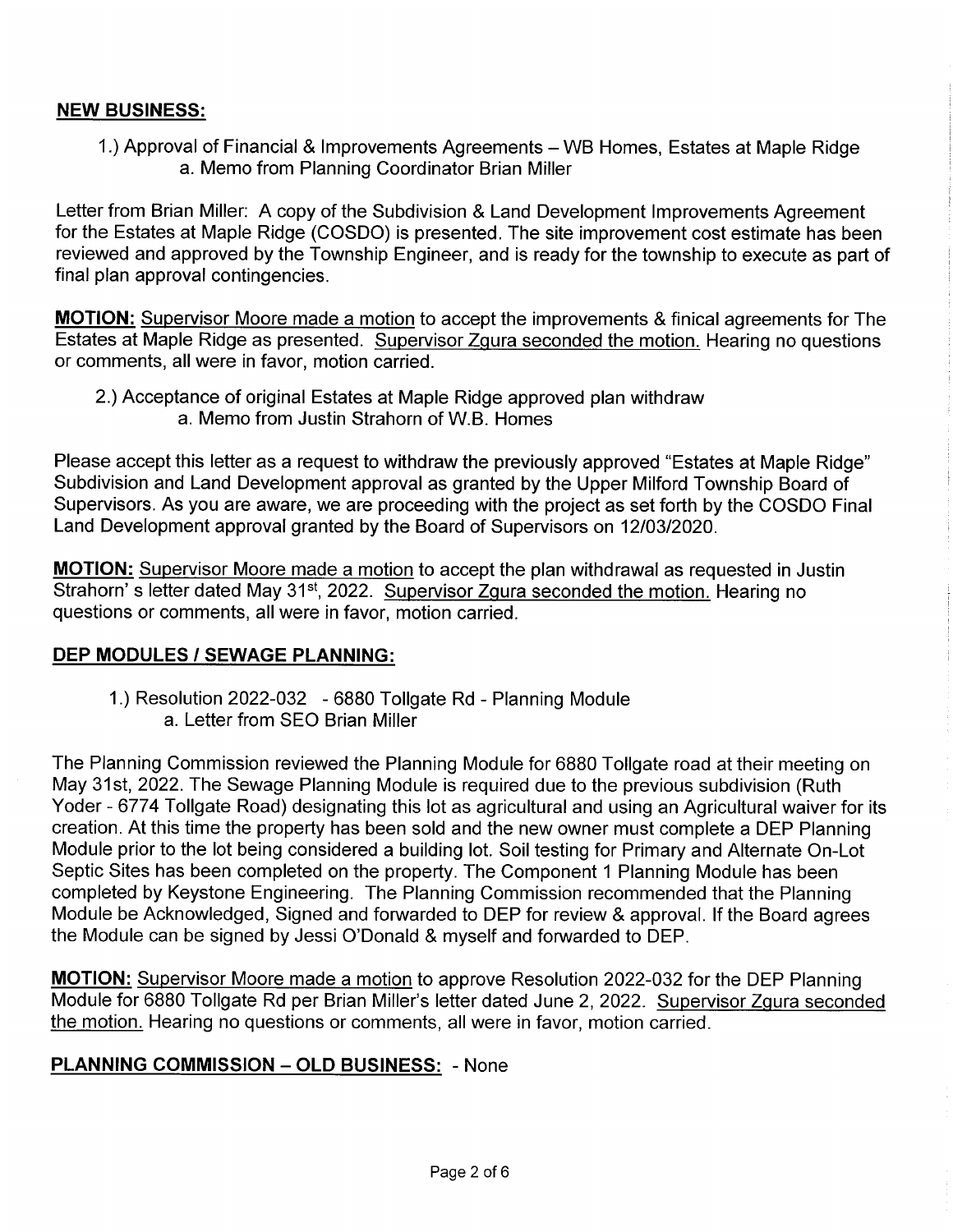**NEW BUSINESS:**

1.) Approval of Financial & Improvements Agreements – WB Homes, Estates at Maple Ridge
   a. Memo from Planning Coordinator Brian Miller

Letter from Brian Miller: A copy of the Subdivision & Land Development Improvements Agreement for the Estates at Maple Ridge (COSDO) is presented. The site improvement cost estimate has been reviewed and approved by the Township Engineer, and is ready for the township to execute as part of final plan approval contingencies.

**MOTION:** Supervisor Moore made a motion to accept the improvements & finical agreements for The Estates at Maple Ridge as presented. Supervisor Zgura seconded the motion. Hearing no questions or comments, all were in favor, motion carried.

2.) Acceptance of original Estates at Maple Ridge approved plan withdraw
   a. Memo from Justin Strahorn of W.B. Homes

Please accept this letter as a request to withdraw the previously approved "Estates at Maple Ridge" Subdivision and Land Development approval as granted by the Upper Milford Township Board of Supervisors. As you are aware, we are proceeding with the project as set forth by the COSDO Final Land Development approval granted by the Board of Supervisors on 12/03/2020.

**MOTION:** Supervisor Moore made a motion to accept the plan withdrawal as requested in Justin Strahorn's letter dated May 31st, 2022. Supervisor Zgura seconded the motion. Hearing no questions or comments, all were in favor, motion carried.

**DEP MODULES / SEWAGE PLANNING:**

1.) Resolution 2022-032 - 6880 Tollgate Rd - Planning Module
   a. Letter from SEO Brian Miller

The Planning Commission reviewed the Planning Module for 6880 Tollgate road at their meeting on May 31st, 2022. The Sewage Planning Module is required due to the previous subdivision (Ruth Yoder - 6774 Tollgate Road) designating this lot as agricultural and using an Agricultural waiver for its creation. At this time the property has been sold and the new owner must complete a DEP Planning Module prior to the lot being considered a building lot. Soil testing for Primary and Alternate On-Lot Septic Sites has been completed on the property. The Component 1 Planning Module has been completed by Keystone Engineering. The Planning Commission recommended that the Planning Module be Acknowledged, Signed and forwarded to DEP for review & approval. If the Board agrees the Module can be signed by Jessi O'Donald & myself and forwarded to DEP.

**MOTION:** Supervisor Moore made a motion to approve Resolution 2022-032 for the DEP Planning Module for 6880 Tollgate Rd per Brian Miller's letter dated June 2, 2022. Supervisor Zgura seconded the motion. Hearing no questions or comments, all were in favor, motion carried.

**PLANNING COMMISSION – OLD BUSINESS:** - None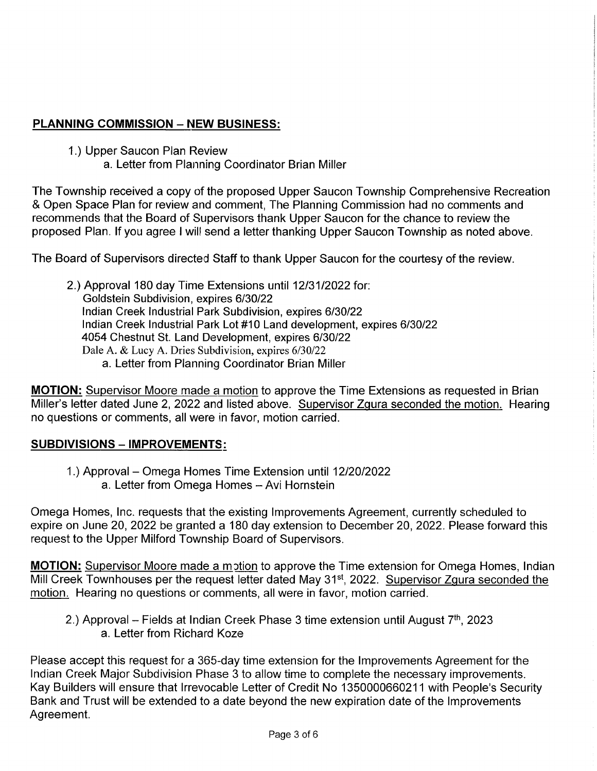**PLANNING COMMISSION – NEW BUSINESS:**

1.) Upper Saucon Plan Review
   a. Letter from Planning Coordinator Brian Miller

The Township received a copy of the proposed Upper Saucon Township Comprehensive Recreation & Open Space Plan for review and comment, The Planning Commission had no comments and recommends that the Board of Supervisors thank Upper Saucon for the chance to review the proposed Plan. If you agree I will send a letter thanking Upper Saucon Township as noted above.

The Board of Supervisors directed Staff to thank Upper Saucon for the courtesy of the review.

2.) Approval 180 day Time Extensions until 12/31/2022 for:
   Goldstein Subdivision, expires 6/30/22
   Indian Creek Industrial Park Subdivision, expires 6/30/22
   Indian Creek Industrial Park Lot #10 Land development, expires 6/30/22
   4054 Chestnut St. Land Development, expires 6/30/22
   Dale A. & Lucy A. Dries Subdivision, expires 6/30/22
   a. Letter from Planning Coordinator Brian Miller

**MOTION:** Supervisor Moore made a motion to approve the Time Extensions as requested in Brian Miller's letter dated June 2, 2022 and listed above. Supervisor Zgura seconded the motion. Hearing no questions or comments, all were in favor, motion carried.

**SUBDIVISIONS – IMPROVEMENTS:**

1.) Approval – Omega Homes Time Extension until 12/20/2022
   a. Letter from Omega Homes – Avi Hornstein

Omega Homes, Inc. requests that the existing Improvements Agreement, currently scheduled to expire on June 20, 2022 be granted a 180 day extension to December 20, 2022. Please forward this request to the Upper Milford Township Board of Supervisors.

**MOTION:** Supervisor Moore made a motion to approve the Time extension for Omega Homes, Indian Mill Creek Townhouses per the request letter dated May 31st, 2022. Supervisor Zgura seconded the motion. Hearing no questions or comments, all were in favor, motion carried.

2.) Approval – Fields at Indian Creek Phase 3 time extension until August 7th, 2023
   a. Letter from Richard Koze

Please accept this request for a 365-day time extension for the Improvements Agreement for the Indian Creek Major Subdivision Phase 3 to allow time to complete the necessary improvements. Kay Builders will ensure that Irrevocable Letter of Credit No 1350000660211 with People's Security Bank and Trust will be extended to a date beyond the new expiration date of the Improvements Agreement.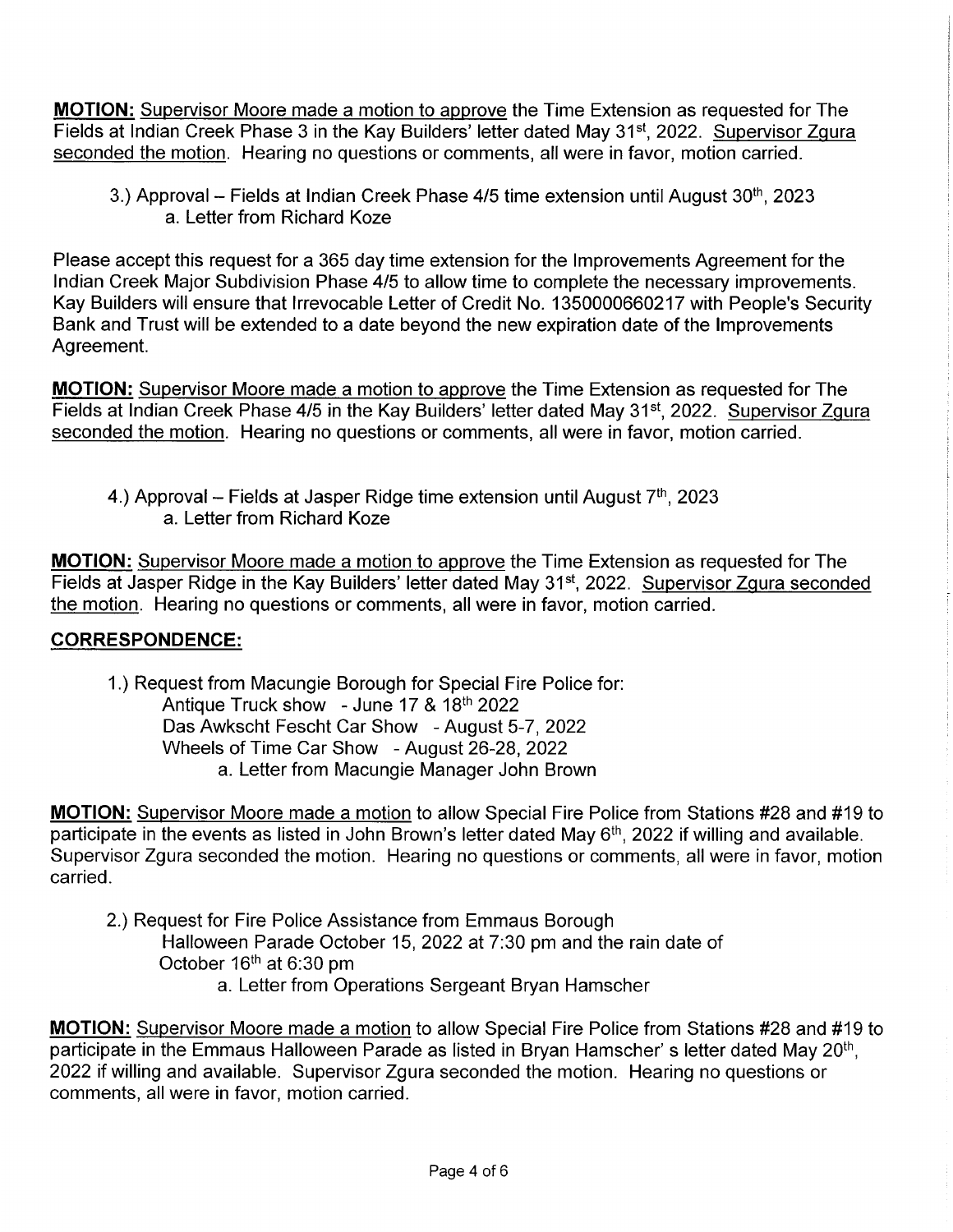**MOTION:** Supervisor Moore made a motion to approve the Time Extension as requested for The Fields at Indian Creek Phase 3 in the Kay Builders' letter dated May 31st, 2022. Supervisor Zgura seconded the motion. Hearing no questions or comments, all were in favor, motion carried.

3.) Approval – Fields at Indian Creek Phase 4/5 time extension until August 30th, 2023
    a. Letter from Richard Koze

Please accept this request for a 365 day time extension for the Improvements Agreement for the Indian Creek Major Subdivision Phase 4/5 to allow time to complete the necessary improvements. Kay Builders will ensure that Irrevocable Letter of Credit No. 1350000660217 with People's Security Bank and Trust will be extended to a date beyond the new expiration date of the Improvements Agreement.

**MOTION:** Supervisor Moore made a motion to approve the Time Extension as requested for The Fields at Indian Creek Phase 4/5 in the Kay Builders' letter dated May 31st, 2022. Supervisor Zgura seconded the motion. Hearing no questions or comments, all were in favor, motion carried.

4.) Approval – Fields at Jasper Ridge time extension until August 7th, 2023
    a. Letter from Richard Koze

**MOTION:** Supervisor Moore made a motion to approve the Time Extension as requested for The Fields at Jasper Ridge in the Kay Builders' letter dated May 31st, 2022. Supervisor Zgura seconded the motion. Hearing no questions or comments, all were in favor, motion carried.

## CORRESPONDENCE:

1.) Request from Macungie Borough for Special Fire Police for:
    Antique Truck show - June 17 & 18th 2022
    Das Awkscht Fescht Car Show - August 5-7, 2022
    Wheels of Time Car Show - August 26-28, 2022
        a. Letter from Macungie Manager John Brown

**MOTION:** Supervisor Moore made a motion to allow Special Fire Police from Stations #28 and #19 to participate in the events as listed in John Brown's letter dated May 6th, 2022 if willing and available. Supervisor Zgura seconded the motion. Hearing no questions or comments, all were in favor, motion carried.

2.) Request for Fire Police Assistance from Emmaus Borough
    Halloween Parade October 15, 2022 at 7:30 pm and the rain date of October 16th at 6:30 pm
        a. Letter from Operations Sergeant Bryan Hamscher

**MOTION:** Supervisor Moore made a motion to allow Special Fire Police from Stations #28 and #19 to participate in the Emmaus Halloween Parade as listed in Bryan Hamscher' s letter dated May 20th, 2022 if willing and available. Supervisor Zgura seconded the motion. Hearing no questions or comments, all were in favor, motion carried.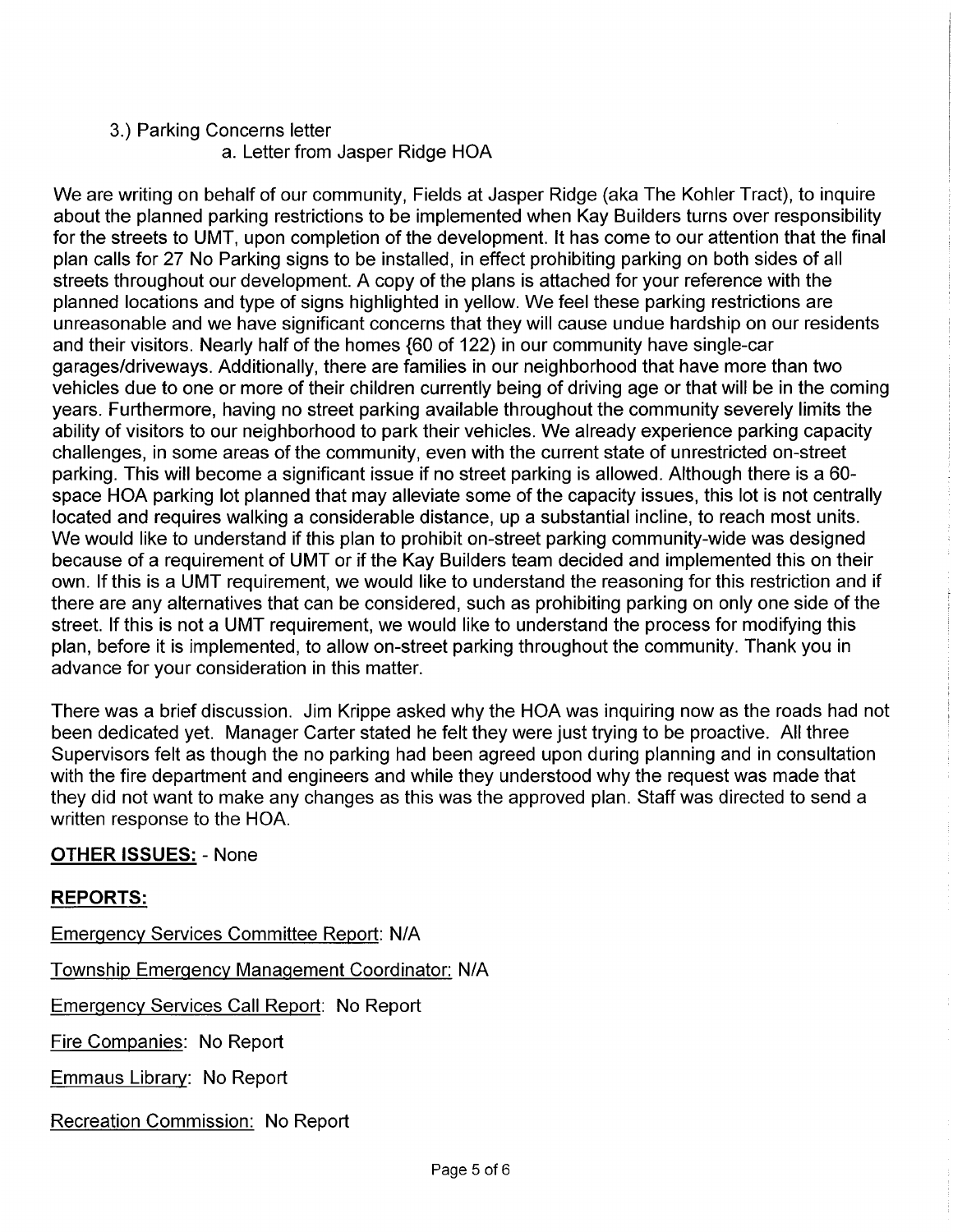3.) Parking Concerns letter

    a. Letter from Jasper Ridge HOA

We are writing on behalf of our community, Fields at Jasper Ridge (aka The Kohler Tract), to inquire about the planned parking restrictions to be implemented when Kay Builders turns over responsibility for the streets to UMT, upon completion of the development. It has come to our attention that the final plan calls for 27 No Parking signs to be installed, in effect prohibiting parking on both sides of all streets throughout our development. A copy of the plans is attached for your reference with the planned locations and type of signs highlighted in yellow. We feel these parking restrictions are unreasonable and we have significant concerns that they will cause undue hardship on our residents and their visitors. Nearly half of the homes {60 of 122) in our community have single-car garages/driveways. Additionally, there are families in our neighborhood that have more than two vehicles due to one or more of their children currently being of driving age or that will be in the coming years. Furthermore, having no street parking available throughout the community severely limits the ability of visitors to our neighborhood to park their vehicles. We already experience parking capacity challenges, in some areas of the community, even with the current state of unrestricted on-street parking. This will become a significant issue if no street parking is allowed. Although there is a 60-space HOA parking lot planned that may alleviate some of the capacity issues, this lot is not centrally located and requires walking a considerable distance, up a substantial incline, to reach most units. We would like to understand if this plan to prohibit on-street parking community-wide was designed because of a requirement of UMT or if the Kay Builders team decided and implemented this on their own. If this is a UMT requirement, we would like to understand the reasoning for this restriction and if there are any alternatives that can be considered, such as prohibiting parking on only one side of the street. If this is not a UMT requirement, we would like to understand the process for modifying this plan, before it is implemented, to allow on-street parking throughout the community. Thank you in advance for your consideration in this matter.

There was a brief discussion. Jim Krippe asked why the HOA was inquiring now as the roads had not been dedicated yet. Manager Carter stated he felt they were just trying to be proactive. All three Supervisors felt as though the no parking had been agreed upon during planning and in consultation with the fire department and engineers and while they understood why the request was made that they did not want to make any changes as this was the approved plan. Staff was directed to send a written response to the HOA.

**OTHER ISSUES:** - None

**REPORTS:**

Emergency Services Committee Report: N/A

Township Emergency Management Coordinator: N/A

Emergency Services Call Report: No Report

Fire Companies: No Report

Emmaus Library: No Report

Recreation Commission: No Report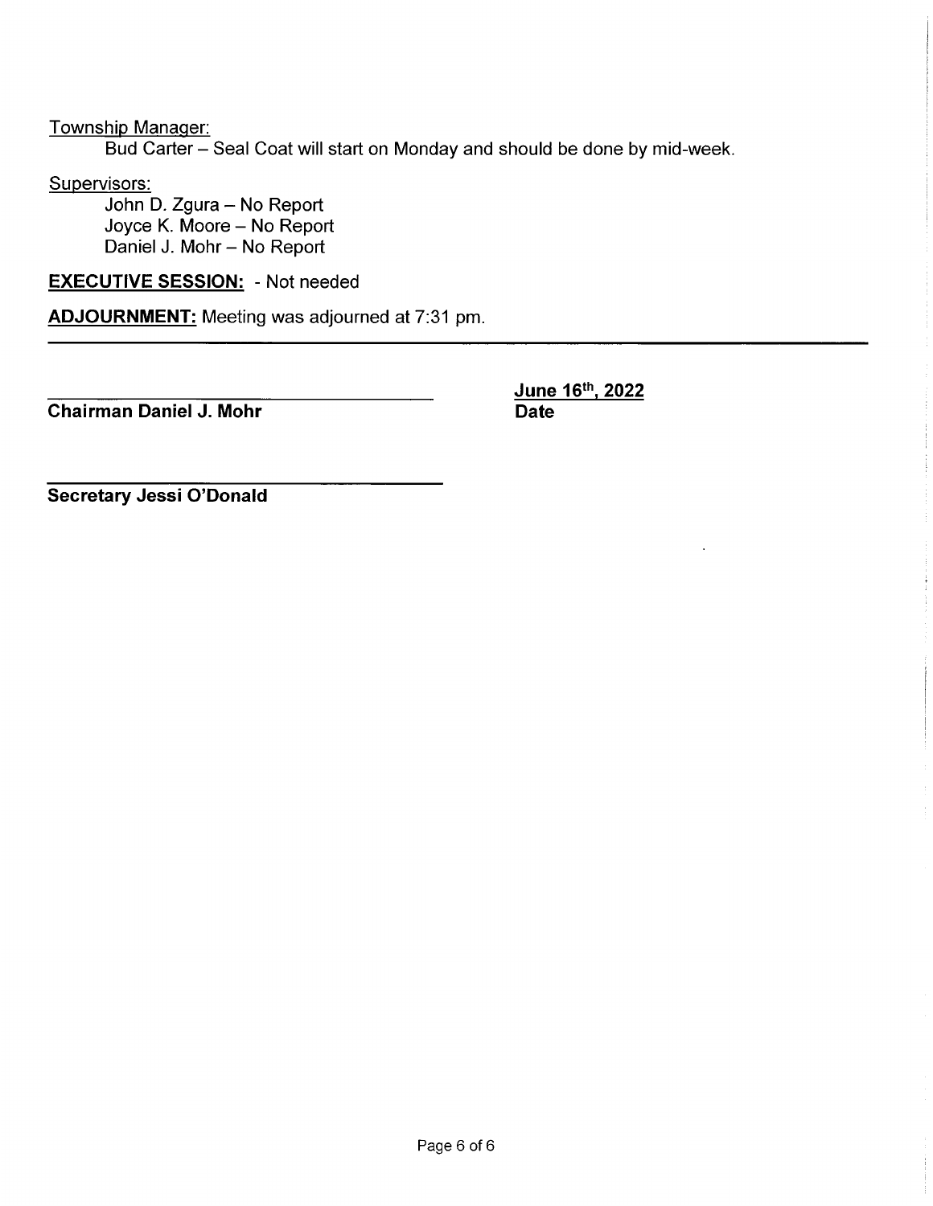Township Manager:

Bud Carter – Seal Coat will start on Monday and should be done by mid-week.

Supervisors:

John D. Zgura – No Report
Joyce K. Moore – No Report
Daniel J. Mohr – No Report

**EXECUTIVE SESSION:** - Not needed

**ADJOURNMENT:** Meeting was adjourned at 7:31 pm.

---

**Chairman Daniel J. Mohr**

**June 16th, 2022**
**Date**

**Secretary Jessi O'Donald**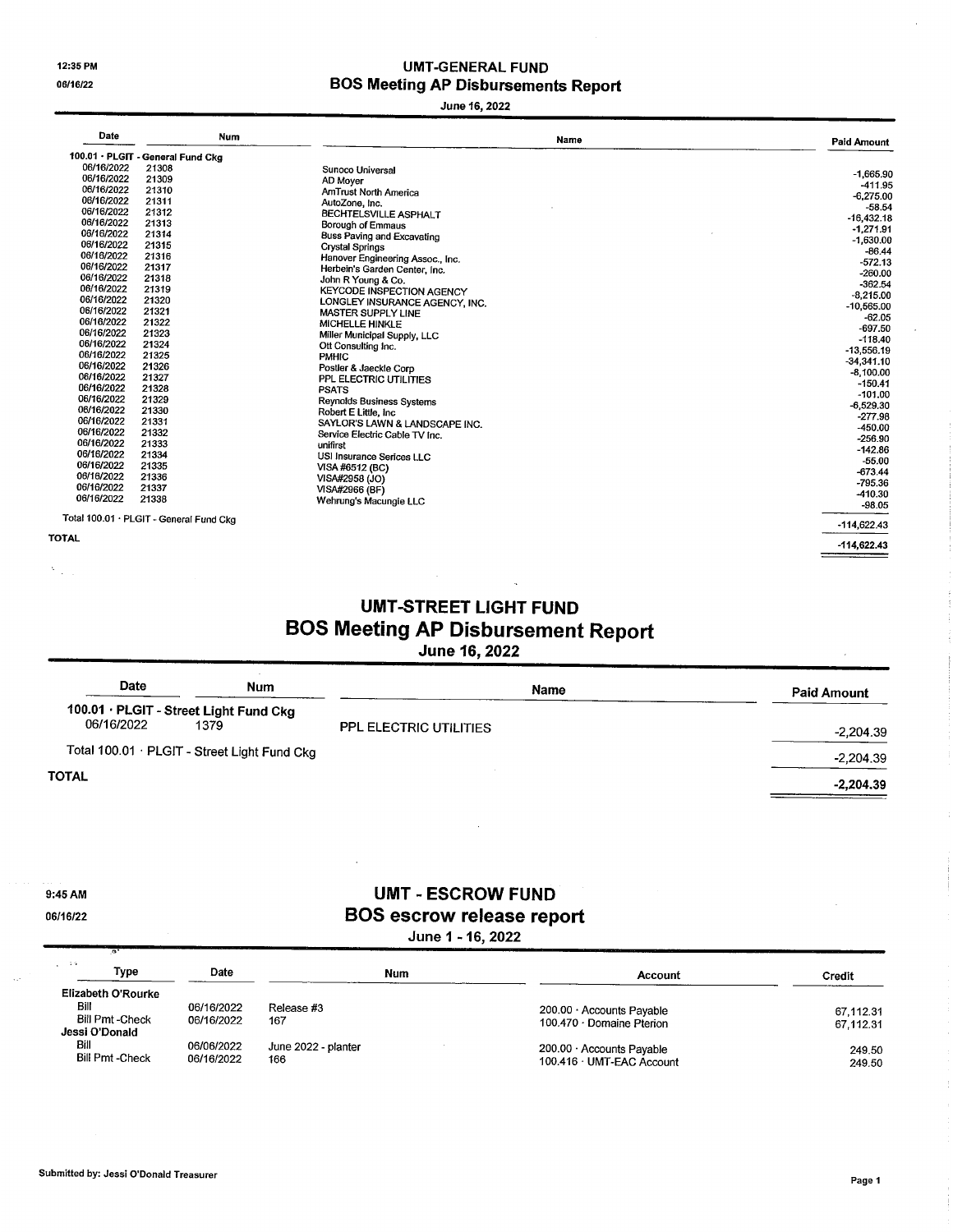12:35 PM
06/16/22

# UMT-GENERAL FUND
## BOS Meeting AP Disbursements Report
June 16, 2022

| Date | Num | Name | Paid Amount |
|---|---|---|---|
| **100.01 · PLGIT - General Fund Ckg** | | | |
| 06/16/2022 | 21308 | Sunoco Universal | -1,665.90 |
| 06/16/2022 | 21309 | AD Moyer | -411.95 |
| 06/16/2022 | 21310 | AmTrust North America | -6,275.00 |
| 06/16/2022 | 21311 | AutoZone, Inc. | -58.54 |
| 06/16/2022 | 21312 | BECHTELSVILLE ASPHALT | -16,432.18 |
| 06/16/2022 | 21313 | Borough of Emmaus | -1,271.91 |
| 06/16/2022 | 21314 | Buss Paving and Excavating | -1,630.00 |
| 06/16/2022 | 21315 | Crystal Springs | -86.44 |
| 06/16/2022 | 21316 | Hanover Engineering Assoc., Inc. | -572.13 |
| 06/16/2022 | 21317 | Herbein's Garden Center, Inc. | -260.00 |
| 06/16/2022 | 21318 | John R Young & Co. | -362.54 |
| 06/16/2022 | 21319 | KEYCODE INSPECTION AGENCY | -8,215.00 |
| 06/16/2022 | 21320 | LONGLEY INSURANCE AGENCY, INC. | -10,565.00 |
| 06/16/2022 | 21321 | MASTER SUPPLY LINE | -62.05 |
| 06/16/2022 | 21322 | MICHELLE HINKLE | -697.50 |
| 06/16/2022 | 21323 | Miller Municipal Supply, LLC | -118.40 |
| 06/16/2022 | 21324 | Ott Consulting Inc. | -13,556.19 |
| 06/16/2022 | 21325 | PMHIC | -34,341.10 |
| 06/16/2022 | 21326 | Postler & Jaeckle Corp | -8,100.00 |
| 06/16/2022 | 21327 | PPL ELECTRIC UTILITIES | -150.41 |
| 06/16/2022 | 21328 | PSATS | -101.00 |
| 06/16/2022 | 21329 | Reynolds Business Systems | -6,529.30 |
| 06/16/2022 | 21330 | Robert E Little, Inc | -277.98 |
| 06/16/2022 | 21331 | SAYLOR'S LAWN & LANDSCAPE INC. | -450.00 |
| 06/16/2022 | 21332 | Service Electric Cable TV Inc. | -256.90 |
| 06/16/2022 | 21333 | unifirst | -142.86 |
| 06/16/2022 | 21334 | USI Insurance Serices LLC | -55.00 |
| 06/16/2022 | 21335 | VISA #6512 (BC) | -673.44 |
| 06/16/2022 | 21336 | VISA#2958 (JO) | -795.36 |
| 06/16/2022 | 21337 | VISA#2966 (BF) | -410.30 |
| 06/16/2022 | 21338 | Wehrung's Macungie LLC | -98.05 |
| Total 100.01 · PLGIT - General Fund Ckg | | | -114,622.43 |
| **TOTAL** | | | **-114,622.43** |

# UMT-STREET LIGHT FUND
## BOS Meeting AP Disbursement Report
June 16, 2022

| Date | Num | Name | Paid Amount |
|---|---|---|---|
| **100.01 · PLGIT - Street Light Fund Ckg** | | | |
| 06/16/2022 | 1379 | PPL ELECTRIC UTILITIES | -2,204.39 |
| Total 100.01 · PLGIT - Street Light Fund Ckg | | | -2,204.39 |
| **TOTAL** | | | **-2,204.39** |

9:45 AM
06/16/22

# UMT - ESCROW FUND
## BOS escrow release report
June 1 - 16, 2022

| Type | Date | Num | Account | Credit |
|---|---|---|---|---|
| **Elizabeth O'Rourke** | | | | |
| Bill | 06/16/2022 | Release #3 | 200.00 · Accounts Payable | 67,112.31 |
| Bill Pmt -Check | 06/16/2022 | 167 | 100.470 · Domaine Pterion | 67,112.31 |
| **Jessi O'Donald** | | | | |
| Bill | 06/06/2022 | June 2022 - planter | 200.00 · Accounts Payable | 249.50 |
| Bill Pmt -Check | 06/16/2022 | 166 | 100.416 · UMT-EAC Account | 249.50 |

Submitted by: Jessi O'Donald Treasurer